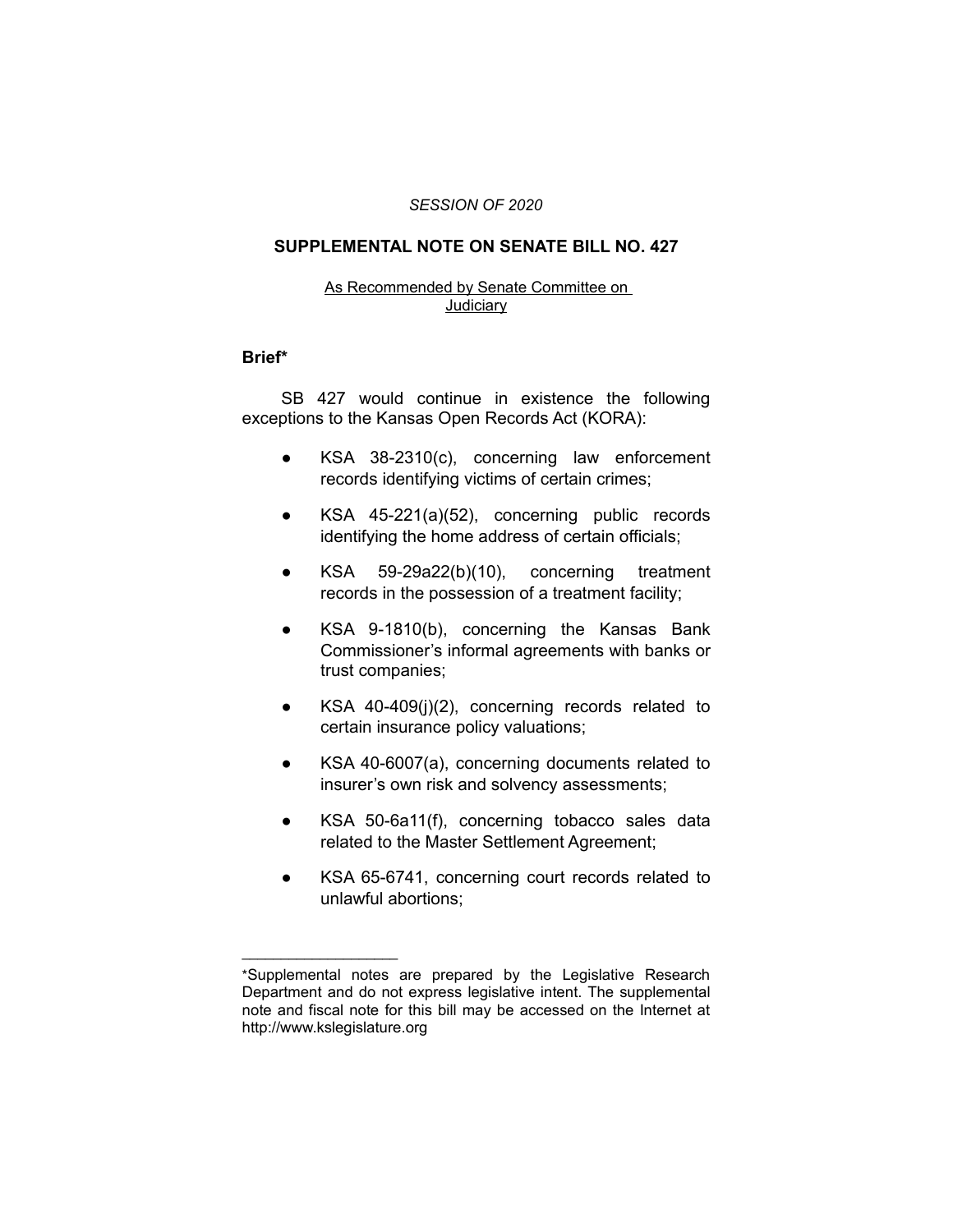*SESSION OF 2020*

## SUPPLEMENTAL NOTE ON SENATE BILL NO. 427

As Recommended by Senate Committee on Judiciary

### Brief*

SB 427 would continue in existence the following exceptions to the Kansas Open Records Act (KORA):

- KSA 38-2310(c), concerning law enforcement records identifying victims of certain crimes;
- KSA 45-221(a)(52), concerning public records identifying the home address of certain officials;
- KSA 59-29a22(b)(10), concerning treatment records in the possession of a treatment facility;
- KSA 9-1810(b), concerning the Kansas Bank Commissioner's informal agreements with banks or trust companies;
- KSA 40-409(j)(2), concerning records related to certain insurance policy valuations;
- KSA 40-6007(a), concerning documents related to insurer's own risk and solvency assessments;
- KSA 50-6a11(f), concerning tobacco sales data related to the Master Settlement Agreement;
- KSA 65-6741, concerning court records related to unlawful abortions;

---

*Supplemental notes are prepared by the Legislative Research Department and do not express legislative intent. The supplemental note and fiscal note for this bill may be accessed on the Internet at http://www.kslegislature.org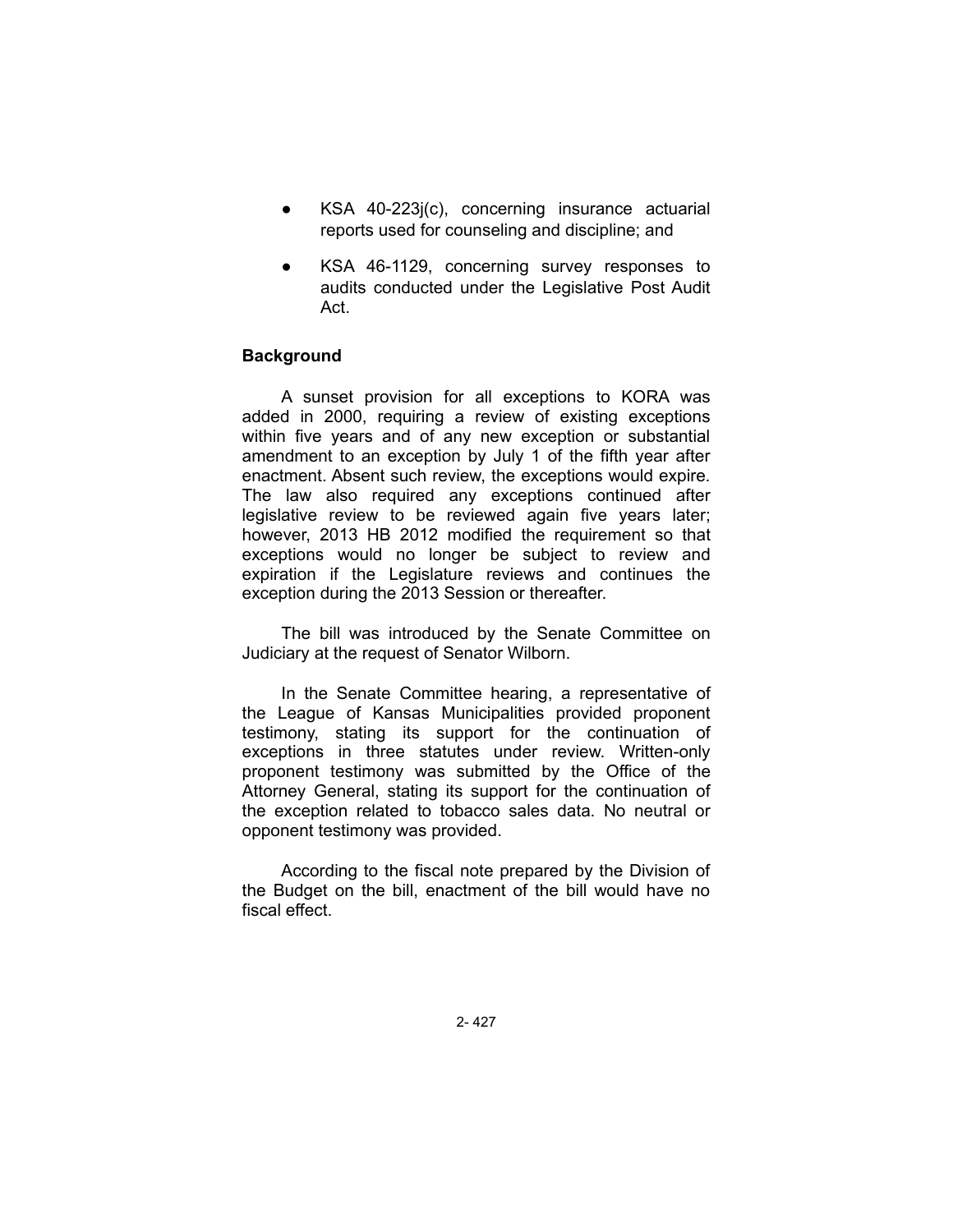- KSA 40-223j(c), concerning insurance actuarial reports used for counseling and discipline; and
- KSA 46-1129, concerning survey responses to audits conducted under the Legislative Post Audit Act.

**Background**

A sunset provision for all exceptions to KORA was added in 2000, requiring a review of existing exceptions within five years and of any new exception or substantial amendment to an exception by July 1 of the fifth year after enactment. Absent such review, the exceptions would expire. The law also required any exceptions continued after legislative review to be reviewed again five years later; however, 2013 HB 2012 modified the requirement so that exceptions would no longer be subject to review and expiration if the Legislature reviews and continues the exception during the 2013 Session or thereafter.

The bill was introduced by the Senate Committee on Judiciary at the request of Senator Wilborn.

In the Senate Committee hearing, a representative of the League of Kansas Municipalities provided proponent testimony, stating its support for the continuation of exceptions in three statutes under review. Written-only proponent testimony was submitted by the Office of the Attorney General, stating its support for the continuation of the exception related to tobacco sales data. No neutral or opponent testimony was provided.

According to the fiscal note prepared by the Division of the Budget on the bill, enactment of the bill would have no fiscal effect.